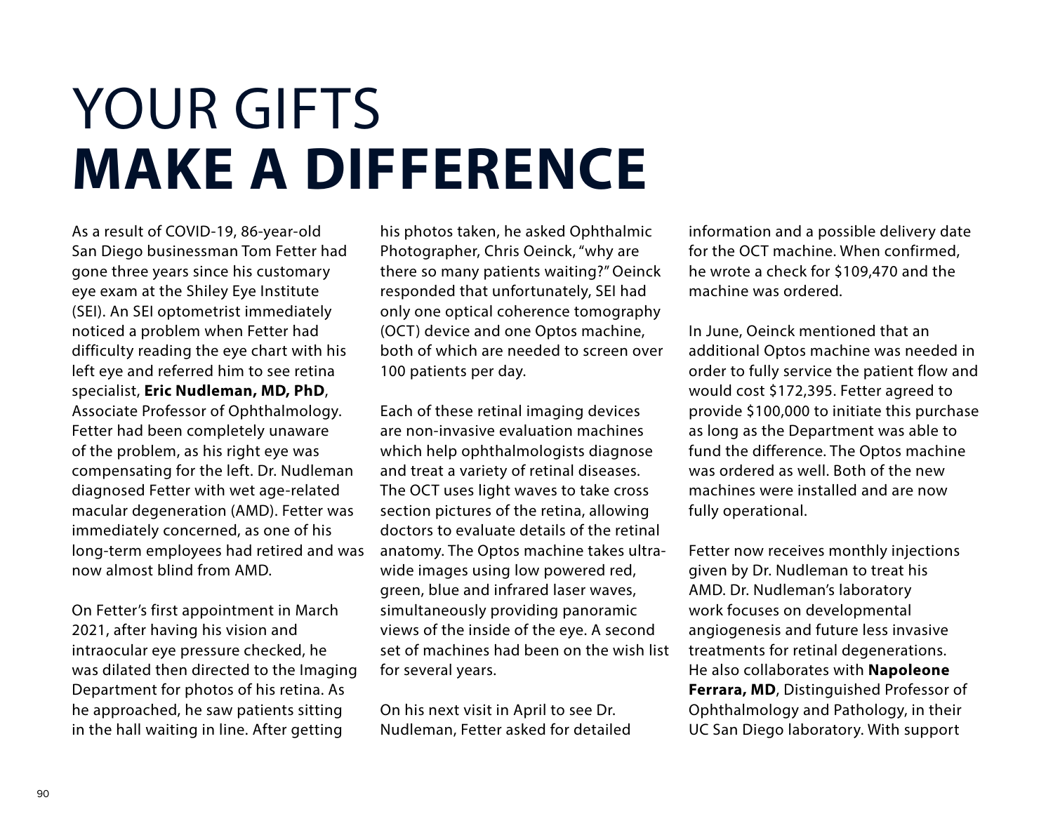# YOUR GIFTS **MAKE A DIFFERENCE**

As a result of COVID-19, 86-year-old San Diego businessman Tom Fetter had gone three years since his customary eye exam at the Shiley Eye Institute (SEI). An SEI optometrist immediately noticed a problem when Fetter had difficulty reading the eye chart with his left eye and referred him to see retina specialist, **Eric Nudleman, MD, PhD**, Associate Professor of Ophthalmology. Fetter had been completely unaware of the problem, as his right eye was compensating for the left. Dr. Nudleman diagnosed Fetter with wet age-related macular degeneration (AMD). Fetter was immediately concerned, as one of his long-term employees had retired and was now almost blind from AMD.

On Fetter's first appointment in March 2021, after having his vision and intraocular eye pressure checked, he was dilated then directed to the Imaging Department for photos of his retina. As he approached, he saw patients sitting in the hall waiting in line. After getting his photos taken, he asked Ophthalmic Photographer, Chris Oeinck, "why are there so many patients waiting?" Oeinck responded that unfortunately, SEI had only one optical coherence tomography (OCT) device and one Optos machine, both of which are needed to screen over 100 patients per day.

Each of these retinal imaging devices are non-invasive evaluation machines which help ophthalmologists diagnose and treat a variety of retinal diseases. The OCT uses light waves to take cross section pictures of the retina, allowing doctors to evaluate details of the retinal anatomy. The Optos machine takes ultra-wide images using low powered red, green, blue and infrared laser waves, simultaneously providing panoramic views of the inside of the eye. A second set of machines had been on the wish list for several years.

On his next visit in April to see Dr. Nudleman, Fetter asked for detailed information and a possible delivery date for the OCT machine. When confirmed, he wrote a check for $109,470 and the machine was ordered.

In June, Oeinck mentioned that an additional Optos machine was needed in order to fully service the patient flow and would cost $172,395. Fetter agreed to provide $100,000 to initiate this purchase as long as the Department was able to fund the difference. The Optos machine was ordered as well. Both of the new machines were installed and are now fully operational.

Fetter now receives monthly injections given by Dr. Nudleman to treat his AMD. Dr. Nudleman's laboratory work focuses on developmental angiogenesis and future less invasive treatments for retinal degenerations. He also collaborates with **Napoleone Ferrara, MD**, Distinguished Professor of Ophthalmology and Pathology, in their UC San Diego laboratory. With support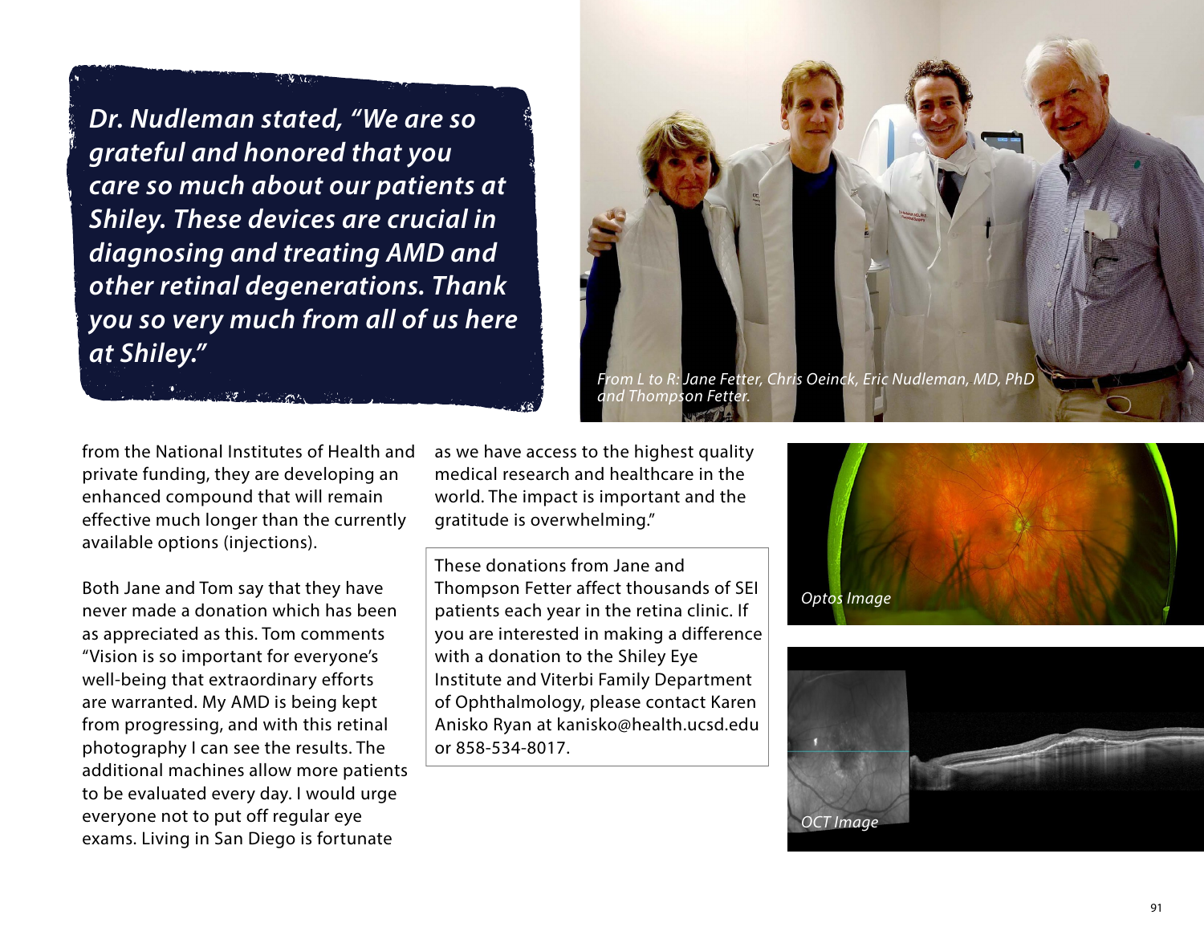*Dr. Nudleman stated, "We are so grateful and honored that you care so much about our patients at Shiley. These devices are crucial in diagnosing and treating AMD and other retinal degenerations. Thank you so very much from all of us here at Shiley."*

*From L to R: Jane Fetter, Chris Oeinck, Eric Nudleman, MD, PhD and Thompson Fetter.*

from the National Institutes of Health and private funding, they are developing an enhanced compound that will remain effective much longer than the currently available options (injections).

Both Jane and Tom say that they have never made a donation which has been as appreciated as this. Tom comments "Vision is so important for everyone's well-being that extraordinary efforts are warranted. My AMD is being kept from progressing, and with this retinal photography I can see the results. The additional machines allow more patients to be evaluated every day. I would urge everyone not to put off regular eye exams. Living in San Diego is fortunate as we have access to the highest quality medical research and healthcare in the world. The impact is important and the gratitude is overwhelming."

These donations from Jane and Thompson Fetter affect thousands of SEI patients each year in the retina clinic. If you are interested in making a difference with a donation to the Shiley Eye Institute and Viterbi Family Department of Ophthalmology, please contact Karen Anisko Ryan at kanisko@health.ucsd.edu or 858-534-8017.

*Optos Image*

*OCT Image*